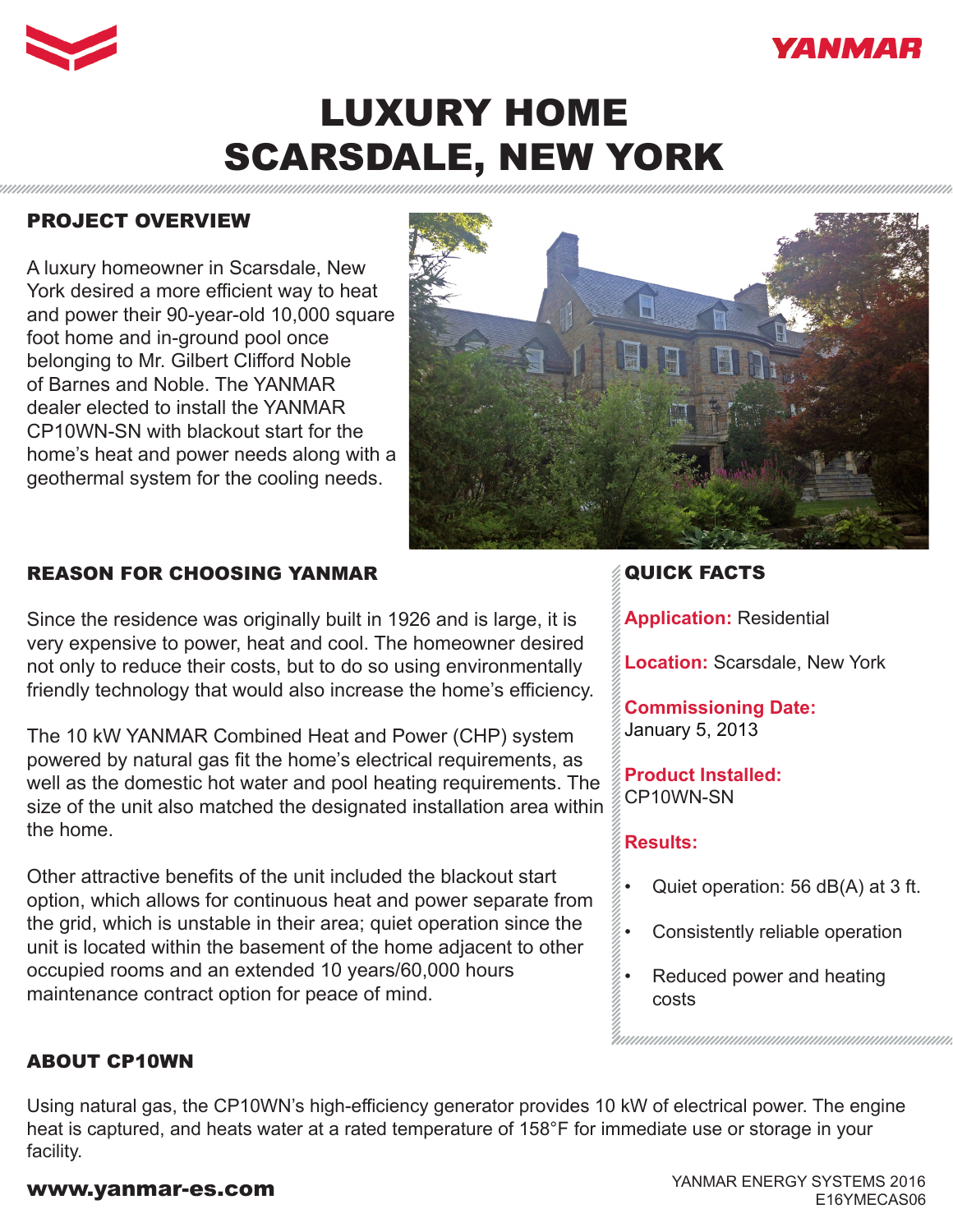# LUXURY HOME
# SCARSDALE, NEW YORK

## PROJECT OVERVIEW

A luxury homeowner in Scarsdale, New York desired a more efficient way to heat and power their 90-year-old 10,000 square foot home and in-ground pool once belonging to Mr. Gilbert Clifford Noble of Barnes and Noble. The YANMAR dealer elected to install the YANMAR CP10WN-SN with blackout start for the home's heat and power needs along with a geothermal system for the cooling needs.

## REASON FOR CHOOSING YANMAR

Since the residence was originally built in 1926 and is large, it is very expensive to power, heat and cool. The homeowner desired not only to reduce their costs, but to do so using environmentally friendly technology that would also increase the home's efficiency.

The 10 kW YANMAR Combined Heat and Power (CHP) system powered by natural gas fit the home's electrical requirements, as well as the domestic hot water and pool heating requirements. The size of the unit also matched the designated installation area within the home.

Other attractive benefits of the unit included the blackout start option, which allows for continuous heat and power separate from the grid, which is unstable in their area; quiet operation since the unit is located within the basement of the home adjacent to other occupied rooms and an extended 10 years/60,000 hours maintenance contract option for peace of mind.

## QUICK FACTS

**Application:** Residential

**Location:** Scarsdale, New York

**Commissioning Date:**
January 5, 2013

**Product Installed:**
CP10WN-SN

**Results:**

- Quiet operation: 56 dB(A) at 3 ft.
- Consistently reliable operation
- Reduced power and heating costs

## ABOUT CP10WN

Using natural gas, the CP10WN's high-efficiency generator provides 10 kW of electrical power. The engine heat is captured, and heats water at a rated temperature of 158°F for immediate use or storage in your facility.

**www.yanmar-es.com**

YANMAR ENERGY SYSTEMS 2016
E16YMECAS06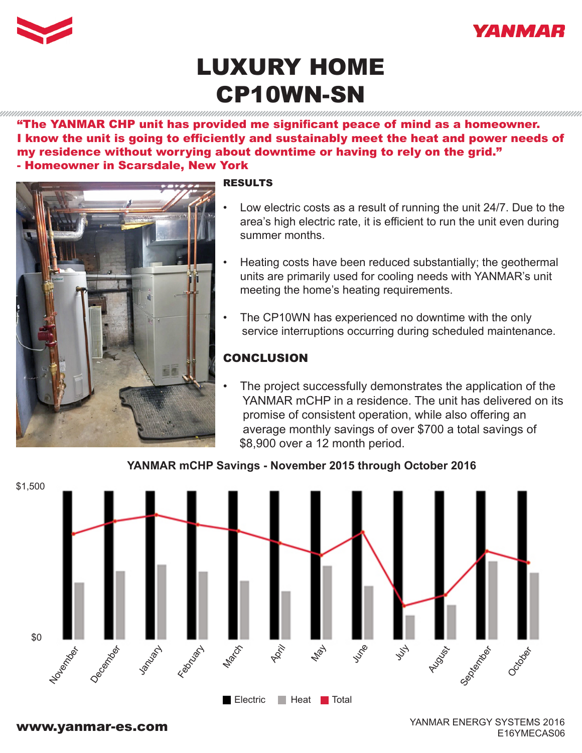# LUXURY HOME
# CP10WN-SN

**"The YANMAR CHP unit has provided me significant peace of mind as a homeowner. I know the unit is going to efficiently and sustainably meet the heat and power needs of my residence without worrying about downtime or having to rely on the grid."**
**- Homeowner in Scarsdale, New York**

## RESULTS

- Low electric costs as a result of running the unit 24/7. Due to the area's high electric rate, it is efficient to run the unit even during summer months.
- Heating costs have been reduced substantially; the geothermal units are primarily used for cooling needs with YANMAR's unit meeting the home's heating requirements.
- The CP10WN has experienced no downtime with the only service interruptions occurring during scheduled maintenance.

## CONCLUSION

- The project successfully demonstrates the application of the YANMAR mCHP in a residence. The unit has delivered on its promise of consistent operation, while also offering an average monthly savings of over $700 a total savings of $8,900 over a 12 month period.

**YANMAR mCHP Savings - November 2015 through October 2016**

$1,500
$0
November
December
January
February
March
April
May
June
July
August
September
October
Electric
Heat
Total

www.yanmar-es.com

YANMAR ENERGY SYSTEMS 2016
E16YMECAS06